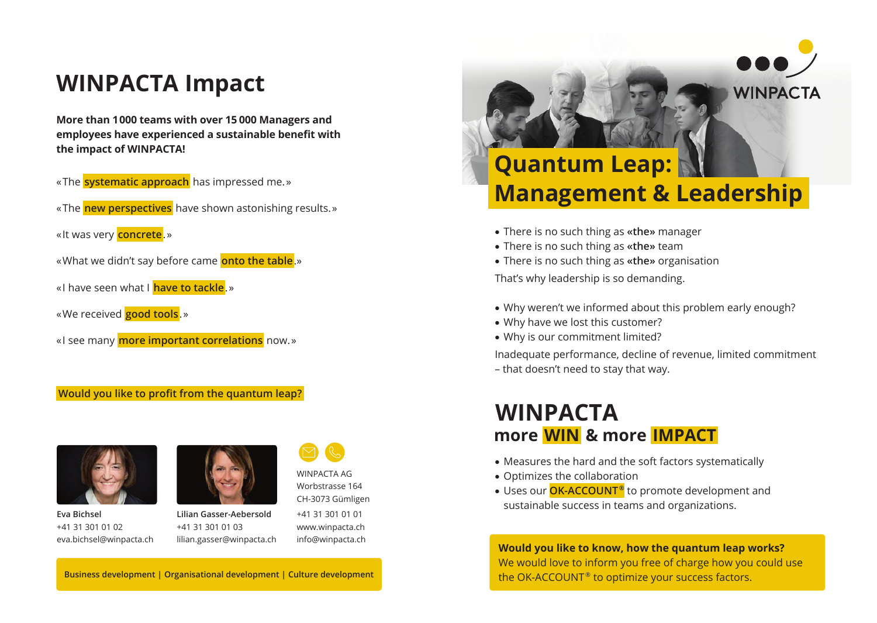# WINPACTA Impact

**More than 1 000 teams with over 15 000 Managers and employees have experienced a sustainable benefit with the impact of WINPACTA!**

«The **systematic approach** has impressed me.»

«The **new perspectives** have shown astonishing results.»

«It was very **concrete**.»

«What we didn't say before came **onto the table**.»

«I have seen what I **have to tackle**.»

«We received **good tools**.»

«I see many **more important correlations** now.»

**Would you like to profit from the quantum leap?**

**Eva Bichsel**
+41 31 301 01 02
eva.bichsel@winpacta.ch

**Lilian Gasser-Aebersold**
+41 31 301 01 03
lilian.gasser@winpacta.ch

WINPACTA AG
Worbstrasse 164
CH-3073 Gümligen
+41 31 301 01 01
www.winpacta.ch
info@winpacta.ch

**Business development | Organisational development | Culture development**

WINPACTA

# Quantum Leap: Management & Leadership

- There is no such thing as **«the»** manager
- There is no such thing as **«the»** team
- There is no such thing as **«the»** organisation

That's why leadership is so demanding.

- Why weren't we informed about this problem early enough?
- Why have we lost this customer?
- Why is our commitment limited?

Inadequate performance, decline of revenue, limited commitment – that doesn't need to stay that way.

## WINPACTA
### more WIN & more IMPACT

- Measures the hard and the soft factors systematically
- Optimizes the collaboration
- Uses our **OK-ACCOUNT®** to promote development and sustainable success in teams and organizations.

**Would you like to know, how the quantum leap works?**
We would love to inform you free of charge how you could use the OK-ACCOUNT® to optimize your success factors.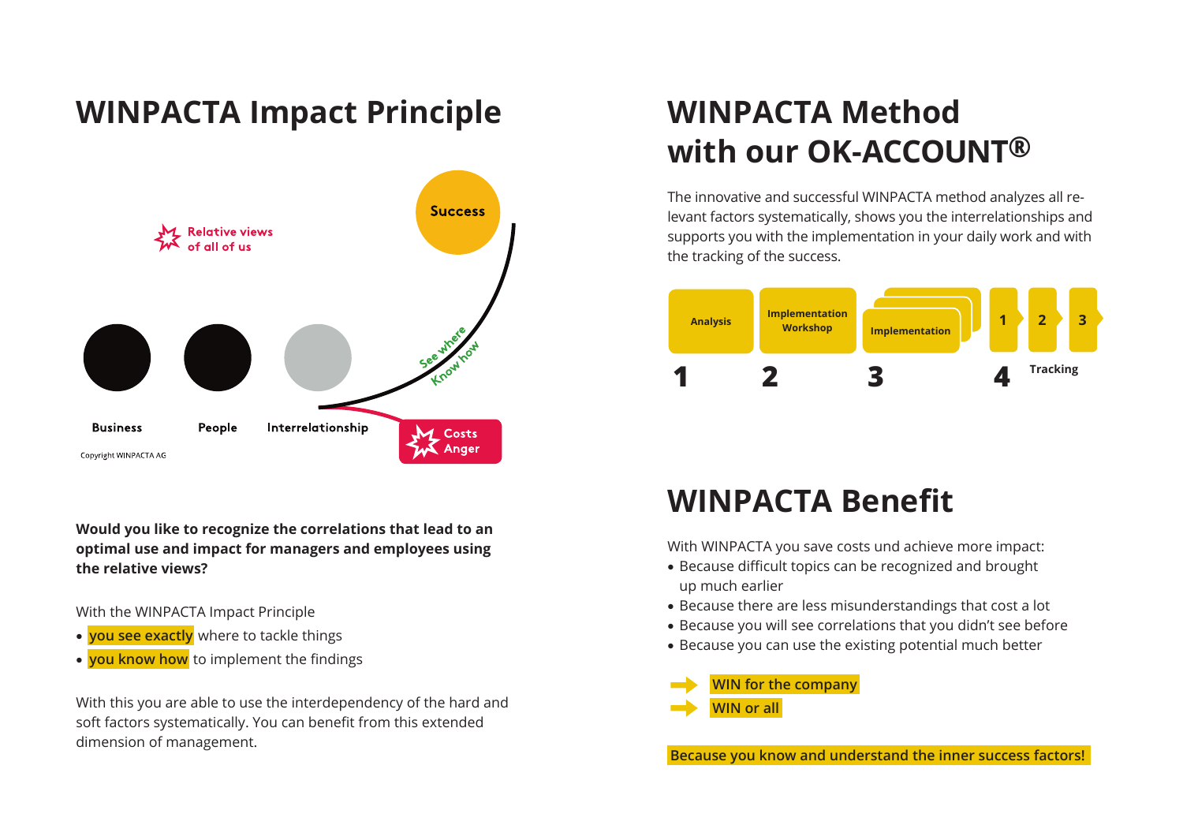## WINPACTA Impact Principle

Success

Relative views of all of us

See where

Know how

Business

People

Interrelationship

Costs
Anger

Copyright WINPACTA AG

**Would you like to recognize the correlations that lead to an optimal use and impact for managers and employees using the relative views?**

With the WINPACTA Impact Principle

- **you see exactly** where to tackle things
- **you know how** to implement the findings

With this you are able to use the interdependency of the hard and soft factors systematically. You can benefit from this extended dimension of management.

## WINPACTA Method with our OK-ACCOUNT®

The innovative and successful WINPACTA method analyzes all relevant factors systematically, shows you the interrelationships and supports you with the implementation in your daily work and with the tracking of the success.

Analysis

Implementation Workshop

Implementation

1 2 3

1

2

3

4

Tracking

## WINPACTA Benefit

With WINPACTA you save costs und achieve more impact:

- Because difficult topics can be recognized and brought up much earlier
- Because there are less misunderstandings that cost a lot
- Because you will see correlations that you didn't see before
- Because you can use the existing potential much better

➡ **WIN for the company**

➡ **WIN or all**

**Because you know and understand the inner success factors!**